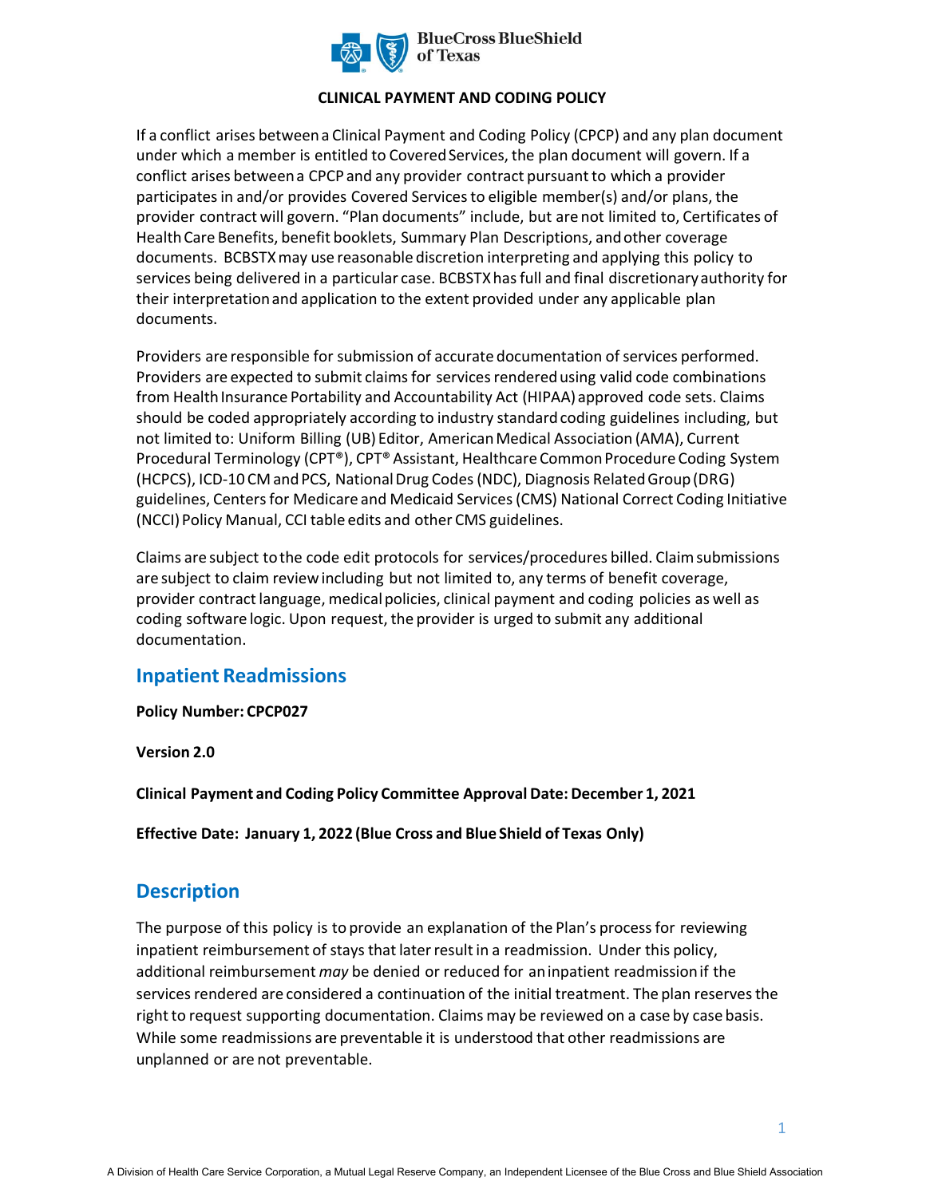**CLINICAL PAYMENT AND CODING POLICY**

If a conflict arises between a Clinical Payment and Coding Policy (CPCP) and any plan document under which a member is entitled to Covered Services, the plan document will govern. If a conflict arises between a CPCP and any provider contract pursuant to which a provider participates in and/or provides Covered Services to eligible member(s) and/or plans, the provider contract will govern. "Plan documents" include, but are not limited to, Certificates of Health Care Benefits, benefit booklets, Summary Plan Descriptions, and other coverage documents. BCBSTX may use reasonable discretion interpreting and applying this policy to services being delivered in a particular case. BCBSTX has full and final discretionary authority for their interpretation and application to the extent provided under any applicable plan documents.

Providers are responsible for submission of accurate documentation of services performed. Providers are expected to submit claims for services rendered using valid code combinations from Health Insurance Portability and Accountability Act (HIPAA) approved code sets. Claims should be coded appropriately according to industry standard coding guidelines including, but not limited to: Uniform Billing (UB) Editor, American Medical Association (AMA), Current Procedural Terminology (CPT®), CPT® Assistant, Healthcare Common Procedure Coding System (HCPCS), ICD-10 CM and PCS, National Drug Codes (NDC), Diagnosis Related Group (DRG) guidelines, Centers for Medicare and Medicaid Services (CMS) National Correct Coding Initiative (NCCI) Policy Manual, CCI table edits and other CMS guidelines.

Claims are subject to the code edit protocols for services/procedures billed. Claim submissions are subject to claim review including but not limited to, any terms of benefit coverage, provider contract language, medical policies, clinical payment and coding policies as well as coding software logic. Upon request, the provider is urged to submit any additional documentation.

## Inpatient Readmissions

**Policy Number: CPCP027**

**Version 2.0**

**Clinical Payment and Coding Policy Committee Approval Date: December 1, 2021**

**Effective Date: January 1, 2022 (Blue Cross and Blue Shield of Texas Only)**

## Description

The purpose of this policy is to provide an explanation of the Plan's process for reviewing inpatient reimbursement of stays that later result in a readmission. Under this policy, additional reimbursement *may* be denied or reduced for an inpatient readmission if the services rendered are considered a continuation of the initial treatment. The plan reserves the right to request supporting documentation. Claims may be reviewed on a case by case basis. While some readmissions are preventable it is understood that other readmissions are unplanned or are not preventable.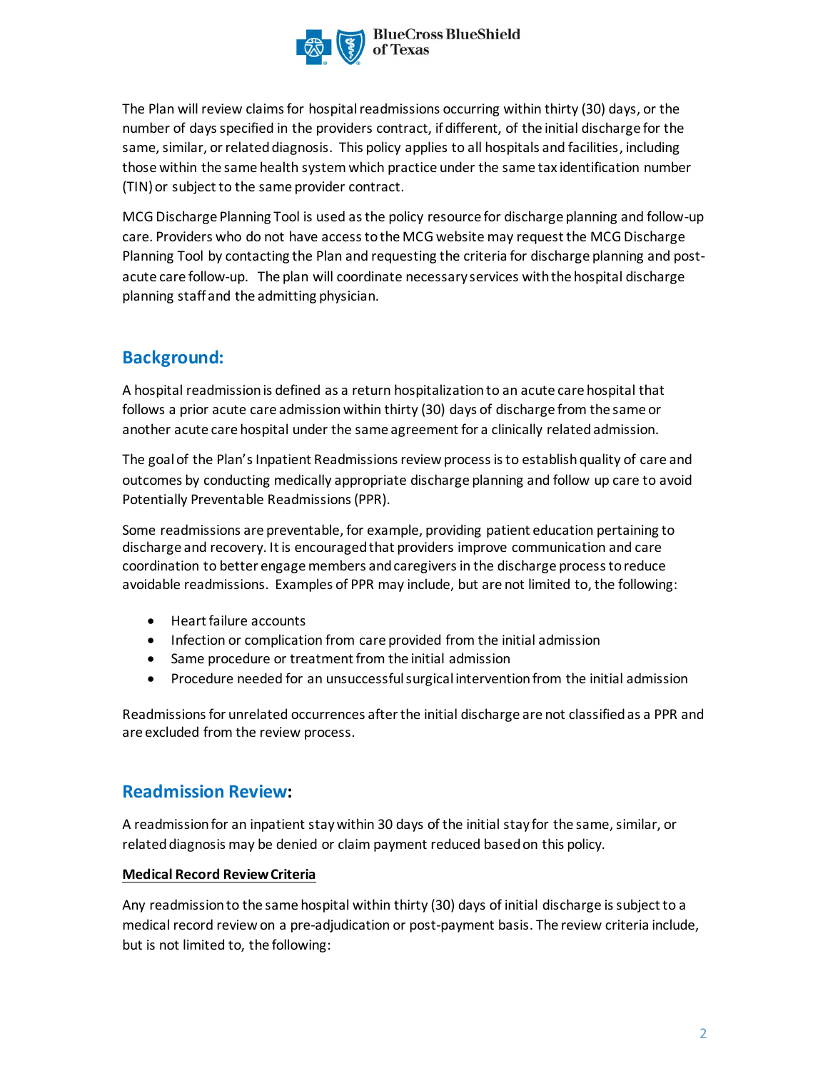The Plan will review claims for hospital readmissions occurring within thirty (30) days, or the number of days specified in the providers contract, if different, of the initial discharge for the same, similar, or related diagnosis. This policy applies to all hospitals and facilities, including those within the same health system which practice under the same tax identification number (TIN) or subject to the same provider contract.

MCG Discharge Planning Tool is used as the policy resource for discharge planning and follow-up care. Providers who do not have access to the MCG website may request the MCG Discharge Planning Tool by contacting the Plan and requesting the criteria for discharge planning and post-acute care follow-up. The plan will coordinate necessary services with the hospital discharge planning staff and the admitting physician.

## Background:

A hospital readmission is defined as a return hospitalization to an acute care hospital that follows a prior acute care admission within thirty (30) days of discharge from the same or another acute care hospital under the same agreement for a clinically related admission.

The goal of the Plan's Inpatient Readmissions review process is to establish quality of care and outcomes by conducting medically appropriate discharge planning and follow up care to avoid Potentially Preventable Readmissions (PPR).

Some readmissions are preventable, for example, providing patient education pertaining to discharge and recovery. It is encouraged that providers improve communication and care coordination to better engage members and caregivers in the discharge process to reduce avoidable readmissions. Examples of PPR may include, but are not limited to, the following:

- Heart failure accounts
- Infection or complication from care provided from the initial admission
- Same procedure or treatment from the initial admission
- Procedure needed for an unsuccessful surgical intervention from the initial admission

Readmissions for unrelated occurrences after the initial discharge are not classified as a PPR and are excluded from the review process.

## Readmission Review:

A readmission for an inpatient stay within 30 days of the initial stay for the same, similar, or related diagnosis may be denied or claim payment reduced based on this policy.

**Medical Record Review Criteria**

Any readmission to the same hospital within thirty (30) days of initial discharge is subject to a medical record review on a pre-adjudication or post-payment basis. The review criteria include, but is not limited to, the following: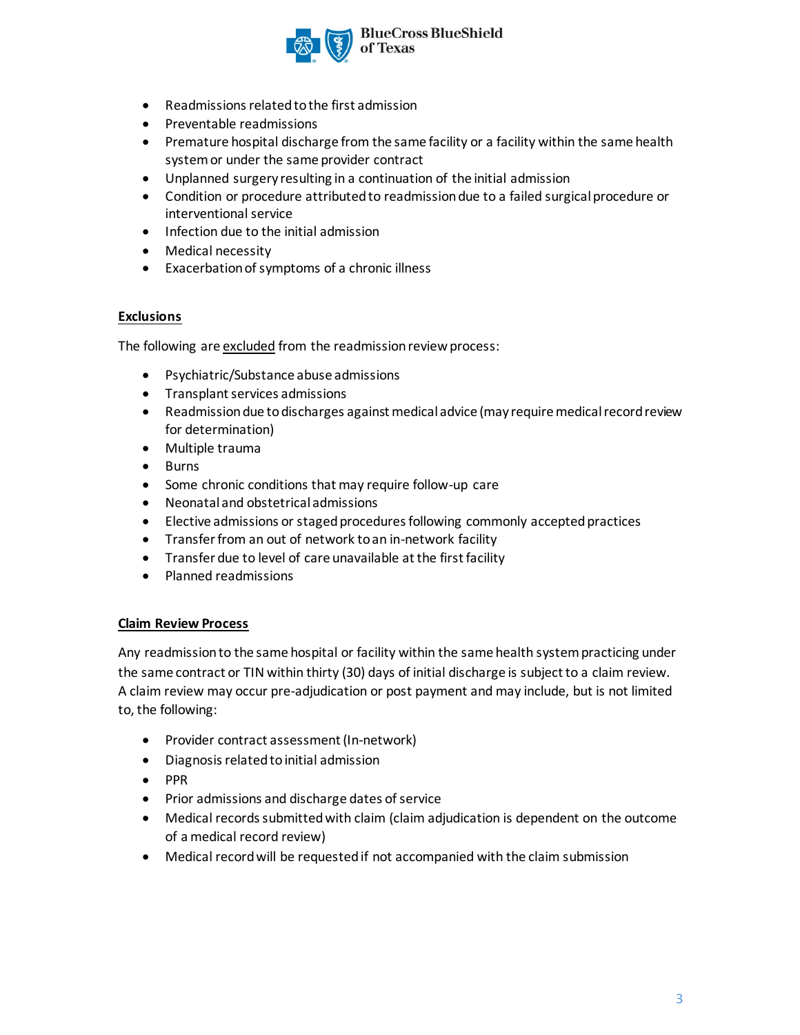- Readmissions related to the first admission
- Preventable readmissions
- Premature hospital discharge from the same facility or a facility within the same health system or under the same provider contract
- Unplanned surgery resulting in a continuation of the initial admission
- Condition or procedure attributed to readmission due to a failed surgical procedure or interventional service
- Infection due to the initial admission
- Medical necessity
- Exacerbation of symptoms of a chronic illness

## Exclusions

The following are excluded from the readmission review process:

- Psychiatric/Substance abuse admissions
- Transplant services admissions
- Readmission due to discharges against medical advice (may require medical record review for determination)
- Multiple trauma
- Burns
- Some chronic conditions that may require follow-up care
- Neonatal and obstetrical admissions
- Elective admissions or staged procedures following commonly accepted practices
- Transfer from an out of network to an in-network facility
- Transfer due to level of care unavailable at the first facility
- Planned readmissions

## Claim Review Process

Any readmission to the same hospital or facility within the same health system practicing under the same contract or TIN within thirty (30) days of initial discharge is subject to a claim review. A claim review may occur pre-adjudication or post payment and may include, but is not limited to, the following:

- Provider contract assessment (In-network)
- Diagnosis related to initial admission
- PPR
- Prior admissions and discharge dates of service
- Medical records submitted with claim (claim adjudication is dependent on the outcome of a medical record review)
- Medical record will be requested if not accompanied with the claim submission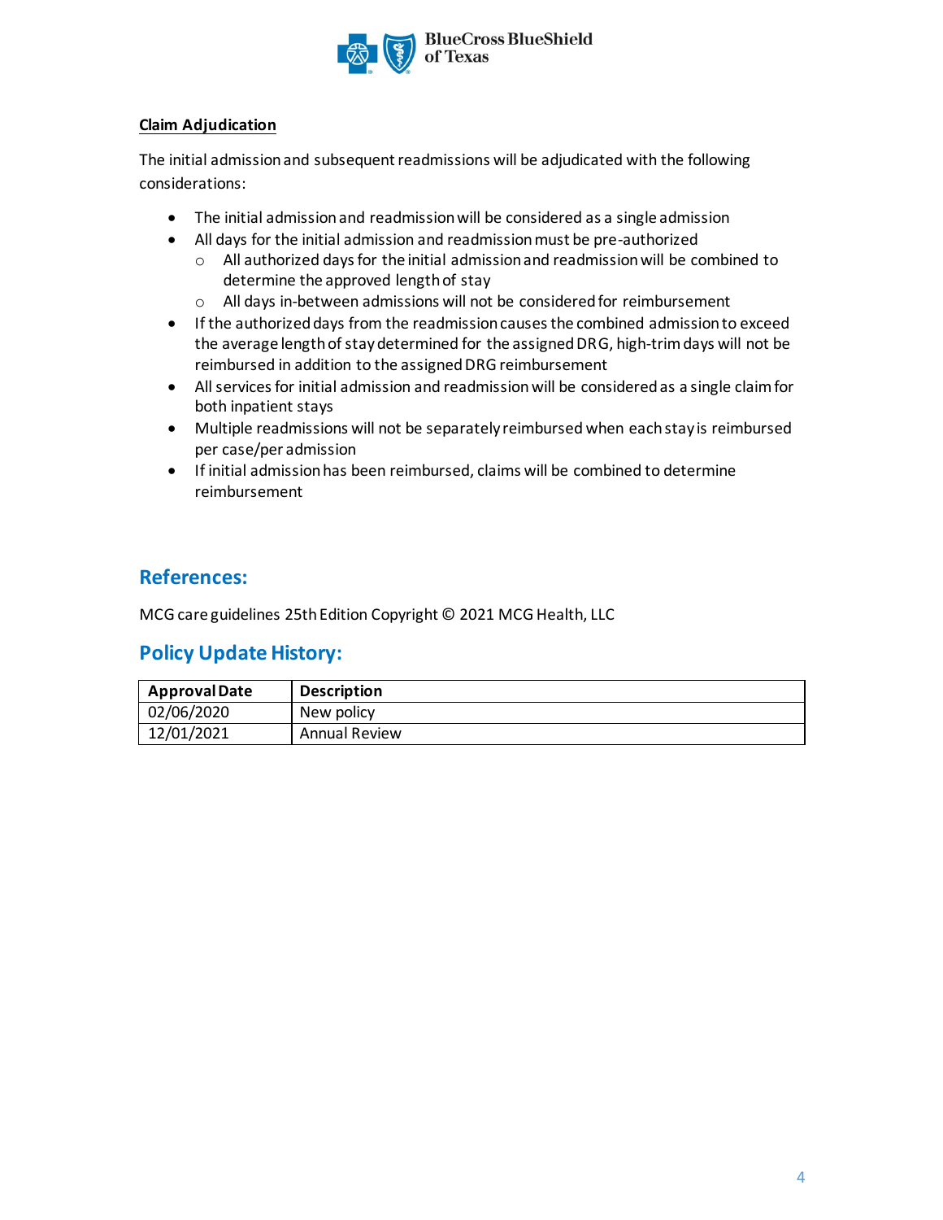**Claim Adjudication**

The initial admission and subsequent readmissions will be adjudicated with the following considerations:

- The initial admission and readmission will be considered as a single admission
- All days for the initial admission and readmission must be pre-authorized
    - All authorized days for the initial admission and readmission will be combined to determine the approved length of stay
    - All days in-between admissions will not be considered for reimbursement
- If the authorized days from the readmission causes the combined admission to exceed the average length of stay determined for the assigned DRG, high-trim days will not be reimbursed in addition to the assigned DRG reimbursement
- All services for initial admission and readmission will be considered as a single claim for both inpatient stays
- Multiple readmissions will not be separately reimbursed when each stay is reimbursed per case/per admission
- If initial admission has been reimbursed, claims will be combined to determine reimbursement

## References:

MCG care guidelines 25th Edition Copyright © 2021 MCG Health, LLC

## Policy Update History:

| Approval Date | Description |
| --- | --- |
| 02/06/2020 | New policy |
| 12/01/2021 | Annual Review |